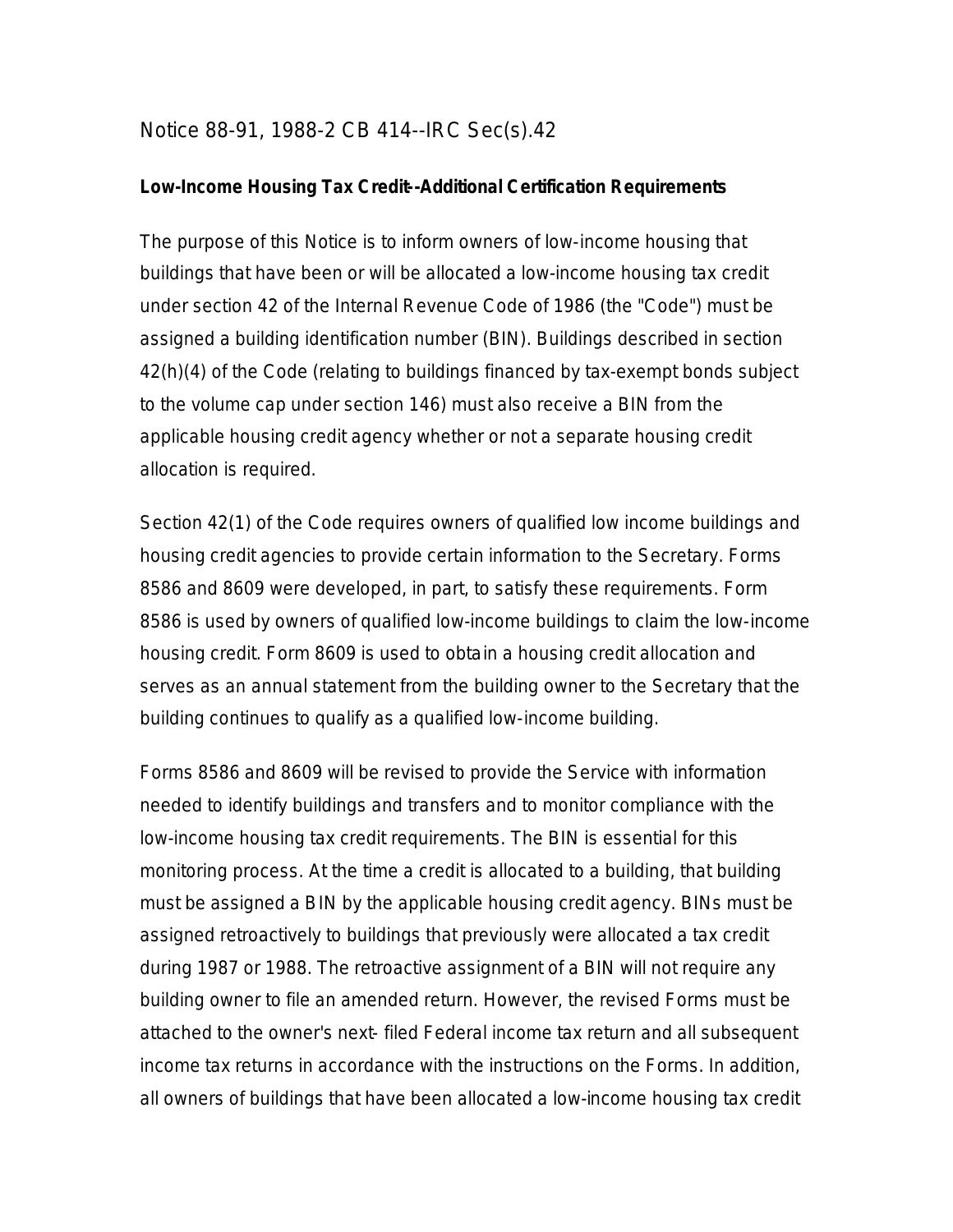# Notice 88-91, 1988-2 CB 414--IRC Sec(s).42

**Low-Income Housing Tax Credit--Additional Certification Requirements**

The purpose of this Notice is to inform owners of low-income housing that buildings that have been or will be allocated a low-income housing tax credit under section 42 of the Internal Revenue Code of 1986 (the "Code") must be assigned a building identification number (BIN). Buildings described in section 42(h)(4) of the Code (relating to buildings financed by tax-exempt bonds subject to the volume cap under section 146) must also receive a BIN from the applicable housing credit agency whether or not a separate housing credit allocation is required.

Section 42(1) of the Code requires owners of qualified low income buildings and housing credit agencies to provide certain information to the Secretary. Forms 8586 and 8609 were developed, in part, to satisfy these requirements. Form 8586 is used by owners of qualified low-income buildings to claim the low-income housing credit. Form 8609 is used to obtain a housing credit allocation and serves as an annual statement from the building owner to the Secretary that the building continues to qualify as a qualified low-income building.

Forms 8586 and 8609 will be revised to provide the Service with information needed to identify buildings and transfers and to monitor compliance with the low-income housing tax credit requirements. The BIN is essential for this monitoring process. At the time a credit is allocated to a building, that building must be assigned a BIN by the applicable housing credit agency. BINs must be assigned retroactively to buildings that previously were allocated a tax credit during 1987 or 1988. The retroactive assignment of a BIN will not require any building owner to file an amended return. However, the revised Forms must be attached to the owner's next- filed Federal income tax return and all subsequent income tax returns in accordance with the instructions on the Forms. In addition, all owners of buildings that have been allocated a low-income housing tax credit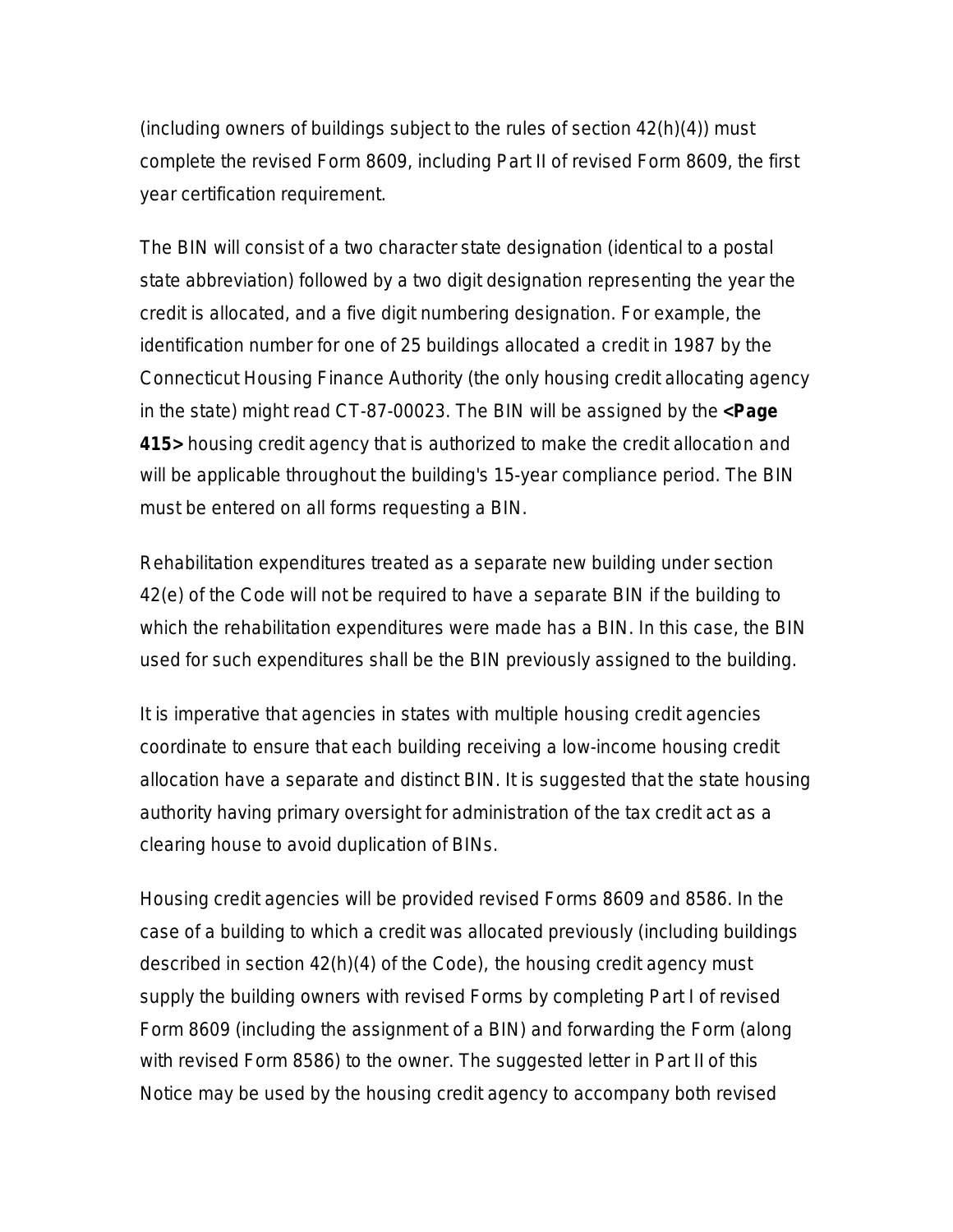(including owners of buildings subject to the rules of section 42(h)(4)) must complete the revised Form 8609, including Part II of revised Form 8609, the first year certification requirement.

The BIN will consist of a two character state designation (identical to a postal state abbreviation) followed by a two digit designation representing the year the credit is allocated, and a five digit numbering designation. For example, the identification number for one of 25 buildings allocated a credit in 1987 by the Connecticut Housing Finance Authority (the only housing credit allocating agency in the state) might read CT-87-00023. The BIN will be assigned by the **<Page 415>** housing credit agency that is authorized to make the credit allocation and will be applicable throughout the building's 15-year compliance period. The BIN must be entered on all forms requesting a BIN.

Rehabilitation expenditures treated as a separate new building under section 42(e) of the Code will not be required to have a separate BIN if the building to which the rehabilitation expenditures were made has a BIN. In this case, the BIN used for such expenditures shall be the BIN previously assigned to the building.

It is imperative that agencies in states with multiple housing credit agencies coordinate to ensure that each building receiving a low-income housing credit allocation have a separate and distinct BIN. It is suggested that the state housing authority having primary oversight for administration of the tax credit act as a clearing house to avoid duplication of BINs.

Housing credit agencies will be provided revised Forms 8609 and 8586. In the case of a building to which a credit was allocated previously (including buildings described in section 42(h)(4) of the Code), the housing credit agency must supply the building owners with revised Forms by completing Part I of revised Form 8609 (including the assignment of a BIN) and forwarding the Form (along with revised Form 8586) to the owner. The suggested letter in Part II of this Notice may be used by the housing credit agency to accompany both revised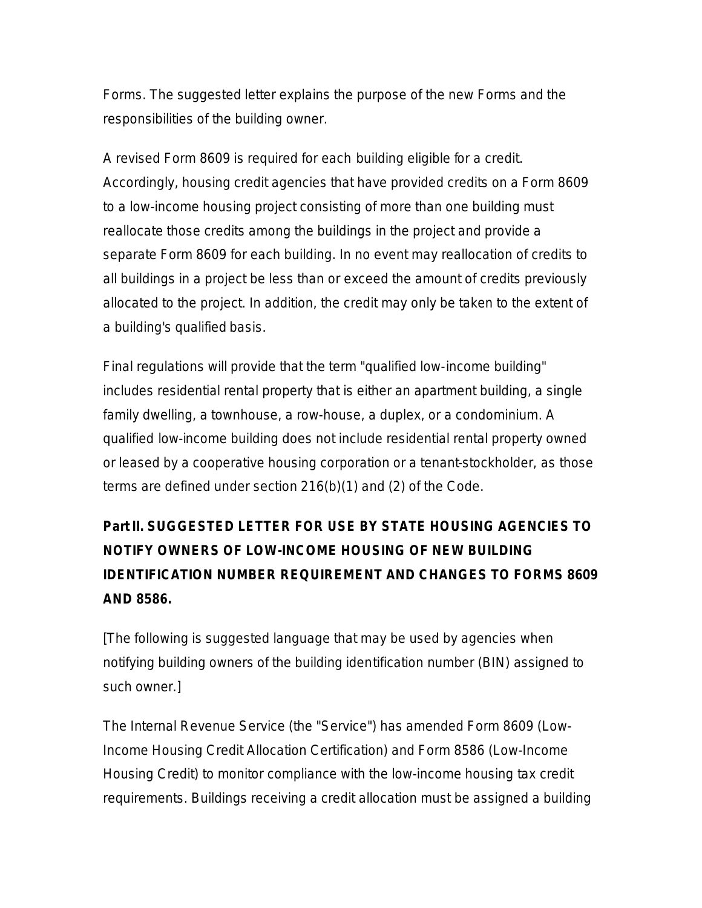Forms. The suggested letter explains the purpose of the new Forms and the responsibilities of the building owner.

A revised Form 8609 is required for each building eligible for a credit. Accordingly, housing credit agencies that have provided credits on a Form 8609 to a low-income housing project consisting of more than one building must reallocate those credits among the buildings in the project and provide a separate Form 8609 for each building. In no event may reallocation of credits to all buildings in a project be less than or exceed the amount of credits previously allocated to the project. In addition, the credit may only be taken to the extent of a building's qualified basis.

Final regulations will provide that the term "qualified low-income building" includes residential rental property that is either an apartment building, a single family dwelling, a townhouse, a row-house, a duplex, or a condominium. A qualified low-income building does not include residential rental property owned or leased by a cooperative housing corporation or a tenant-stockholder, as those terms are defined under section 216(b)(1) and (2) of the Code.

## Part II. SUGGESTED LETTER FOR USE BY STATE HOUSING AGENCIES TO NOTIFY OWNERS OF LOW-INCOME HOUSING OF NEW BUILDING IDENTIFICATION NUMBER REQUIREMENT AND CHANGES TO FORMS 8609 AND 8586.

[The following is suggested language that may be used by agencies when notifying building owners of the building identification number (BIN) assigned to such owner.]

The Internal Revenue Service (the "Service") has amended Form 8609 (Low-Income Housing Credit Allocation Certification) and Form 8586 (Low-Income Housing Credit) to monitor compliance with the low-income housing tax credit requirements. Buildings receiving a credit allocation must be assigned a building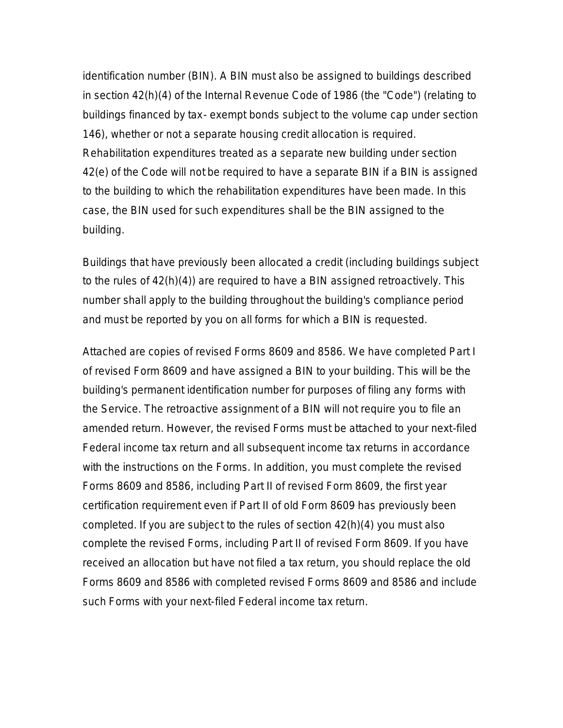identification number (BIN). A BIN must also be assigned to buildings described in section 42(h)(4) of the Internal Revenue Code of 1986 (the "Code") (relating to buildings financed by tax- exempt bonds subject to the volume cap under section 146), whether or not a separate housing credit allocation is required. Rehabilitation expenditures treated as a separate new building under section 42(e) of the Code will not be required to have a separate BIN if a BIN is assigned to the building to which the rehabilitation expenditures have been made. In this case, the BIN used for such expenditures shall be the BIN assigned to the building.

Buildings that have previously been allocated a credit (including buildings subject to the rules of 42(h)(4)) are required to have a BIN assigned retroactively. This number shall apply to the building throughout the building's compliance period and must be reported by you on all forms for which a BIN is requested.

Attached are copies of revised Forms 8609 and 8586. We have completed Part I of revised Form 8609 and have assigned a BIN to your building. This will be the building's permanent identification number for purposes of filing any forms with the Service. The retroactive assignment of a BIN will not require you to file an amended return. However, the revised Forms must be attached to your next-filed Federal income tax return and all subsequent income tax returns in accordance with the instructions on the Forms. In addition, you must complete the revised Forms 8609 and 8586, including Part II of revised Form 8609, the first year certification requirement even if Part II of old Form 8609 has previously been completed. If you are subject to the rules of section 42(h)(4) you must also complete the revised Forms, including Part II of revised Form 8609. If you have received an allocation but have not filed a tax return, you should replace the old Forms 8609 and 8586 with completed revised Forms 8609 and 8586 and include such Forms with your next-filed Federal income tax return.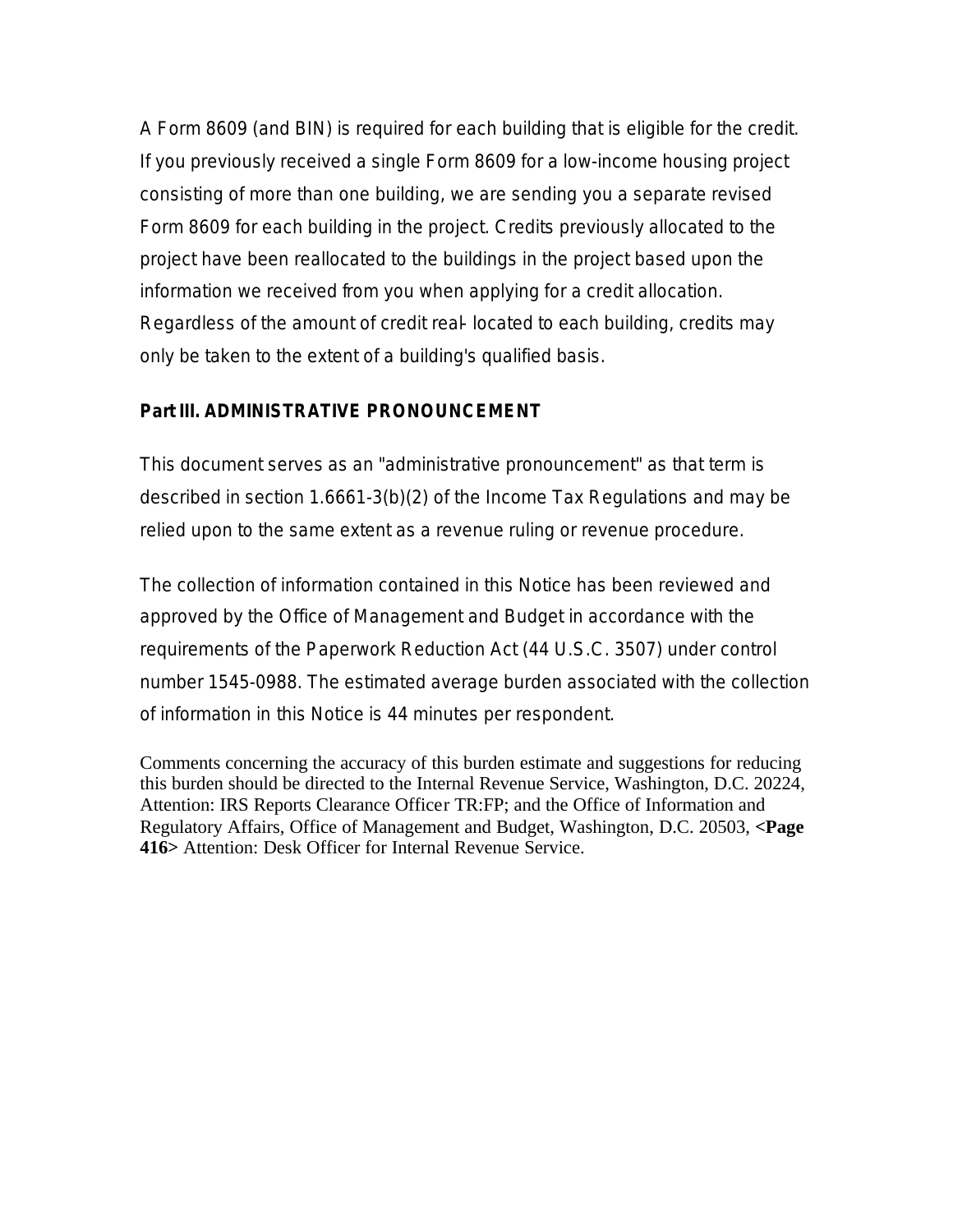A Form 8609 (and BIN) is required for each building that is eligible for the credit. If you previously received a single Form 8609 for a low-income housing project consisting of more than one building, we are sending you a separate revised Form 8609 for each building in the project. Credits previously allocated to the project have been reallocated to the buildings in the project based upon the information we received from you when applying for a credit allocation. Regardless of the amount of credit real- located to each building, credits may only be taken to the extent of a building's qualified basis.

**Part III. ADMINISTRATIVE PRONOUNCEMENT**

This document serves as an "administrative pronouncement" as that term is described in section 1.6661-3(b)(2) of the Income Tax Regulations and may be relied upon to the same extent as a revenue ruling or revenue procedure.

The collection of information contained in this Notice has been reviewed and approved by the Office of Management and Budget in accordance with the requirements of the Paperwork Reduction Act (44 U.S.C. 3507) under control number 1545-0988. The estimated average burden associated with the collection of information in this Notice is 44 minutes per respondent.

Comments concerning the accuracy of this burden estimate and suggestions for reducing this burden should be directed to the Internal Revenue Service, Washington, D.C. 20224, Attention: IRS Reports Clearance Officer TR:FP; and the Office of Information and Regulatory Affairs, Office of Management and Budget, Washington, D.C. 20503, **<Page 416>** Attention: Desk Officer for Internal Revenue Service.